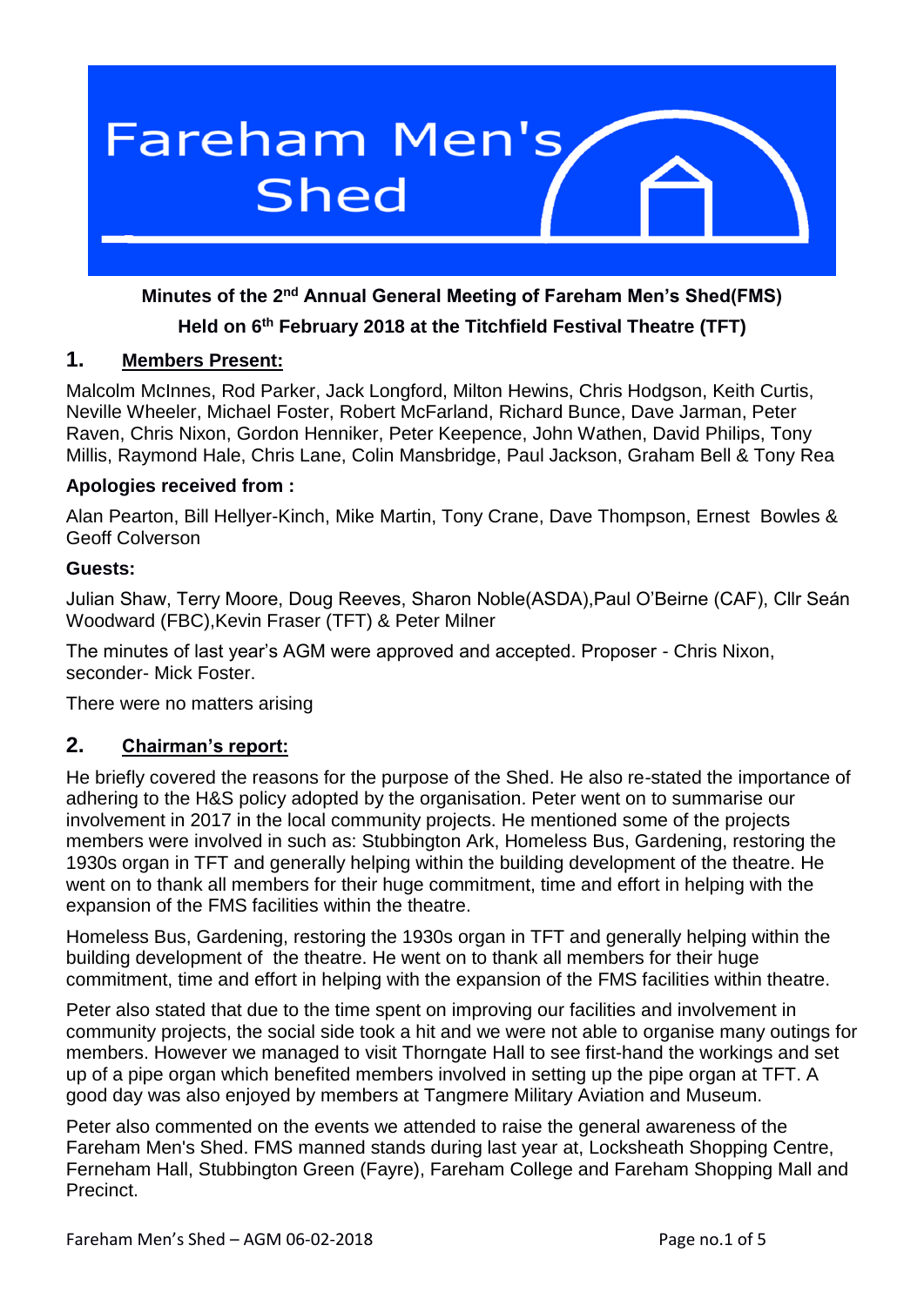Fareham Men's Shed

**Minutes of the 2nd Annual General Meeting of Fareham Men's Shed(FMS)**

**Held on 6th February 2018 at the Titchfield Festival Theatre (TFT)**

## 1. Members Present:

Malcolm McInnes, Rod Parker, Jack Longford, Milton Hewins, Chris Hodgson, Keith Curtis, Neville Wheeler, Michael Foster, Robert McFarland, Richard Bunce, Dave Jarman, Peter Raven, Chris Nixon, Gordon Henniker, Peter Keepence, John Wathen, David Philips, Tony Millis, Raymond Hale, Chris Lane, Colin Mansbridge, Paul Jackson, Graham Bell & Tony Rea

**Apologies received from :**

Alan Pearton, Bill Hellyer-Kinch, Mike Martin, Tony Crane, Dave Thompson, Ernest Bowles & Geoff Colverson

**Guests:**

Julian Shaw, Terry Moore, Doug Reeves, Sharon Noble(ASDA),Paul O'Beirne (CAF), Cllr Seán Woodward (FBC),Kevin Fraser (TFT) & Peter Milner

The minutes of last year's AGM were approved and accepted. Proposer - Chris Nixon, seconder- Mick Foster.

There were no matters arising

## 2. Chairman's report:

He briefly covered the reasons for the purpose of the Shed. He also re-stated the importance of adhering to the H&S policy adopted by the organisation. Peter went on to summarise our involvement in 2017 in the local community projects. He mentioned some of the projects members were involved in such as: Stubbington Ark, Homeless Bus, Gardening, restoring the 1930s organ in TFT and generally helping within the building development of the theatre. He went on to thank all members for their huge commitment, time and effort in helping with the expansion of the FMS facilities within the theatre.

Homeless Bus, Gardening, restoring the 1930s organ in TFT and generally helping within the building development of the theatre. He went on to thank all members for their huge commitment, time and effort in helping with the expansion of the FMS facilities within theatre.

Peter also stated that due to the time spent on improving our facilities and involvement in community projects, the social side took a hit and we were not able to organise many outings for members. However we managed to visit Thorngate Hall to see first-hand the workings and set up of a pipe organ which benefited members involved in setting up the pipe organ at TFT. A good day was also enjoyed by members at Tangmere Military Aviation and Museum.

Peter also commented on the events we attended to raise the general awareness of the Fareham Men's Shed. FMS manned stands during last year at, Locksheath Shopping Centre, Ferneham Hall, Stubbington Green (Fayre), Fareham College and Fareham Shopping Mall and Precinct.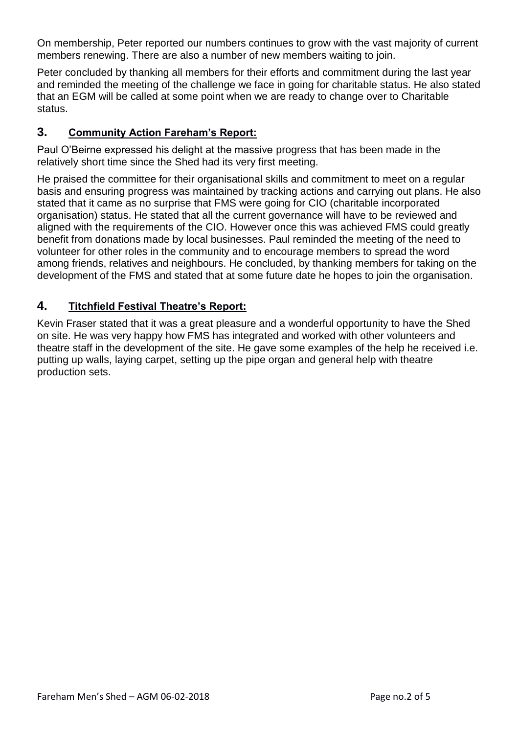On membership, Peter reported our numbers continues to grow with the vast majority of current members renewing. There are also a number of new members waiting to join.

Peter concluded by thanking all members for their efforts and commitment during the last year and reminded the meeting of the challenge we face in going for charitable status. He also stated that an EGM will be called at some point when we are ready to change over to Charitable status.

## 3. Community Action Fareham's Report:

Paul O'Beirne expressed his delight at the massive progress that has been made in the relatively short time since the Shed had its very first meeting.

He praised the committee for their organisational skills and commitment to meet on a regular basis and ensuring progress was maintained by tracking actions and carrying out plans. He also stated that it came as no surprise that FMS were going for CIO (charitable incorporated organisation) status. He stated that all the current governance will have to be reviewed and aligned with the requirements of the CIO. However once this was achieved FMS could greatly benefit from donations made by local businesses. Paul reminded the meeting of the need to volunteer for other roles in the community and to encourage members to spread the word among friends, relatives and neighbours. He concluded, by thanking members for taking on the development of the FMS and stated that at some future date he hopes to join the organisation.

## 4. Titchfield Festival Theatre's Report:

Kevin Fraser stated that it was a great pleasure and a wonderful opportunity to have the Shed on site. He was very happy how FMS has integrated and worked with other volunteers and theatre staff in the development of the site. He gave some examples of the help he received i.e. putting up walls, laying carpet, setting up the pipe organ and general help with theatre production sets.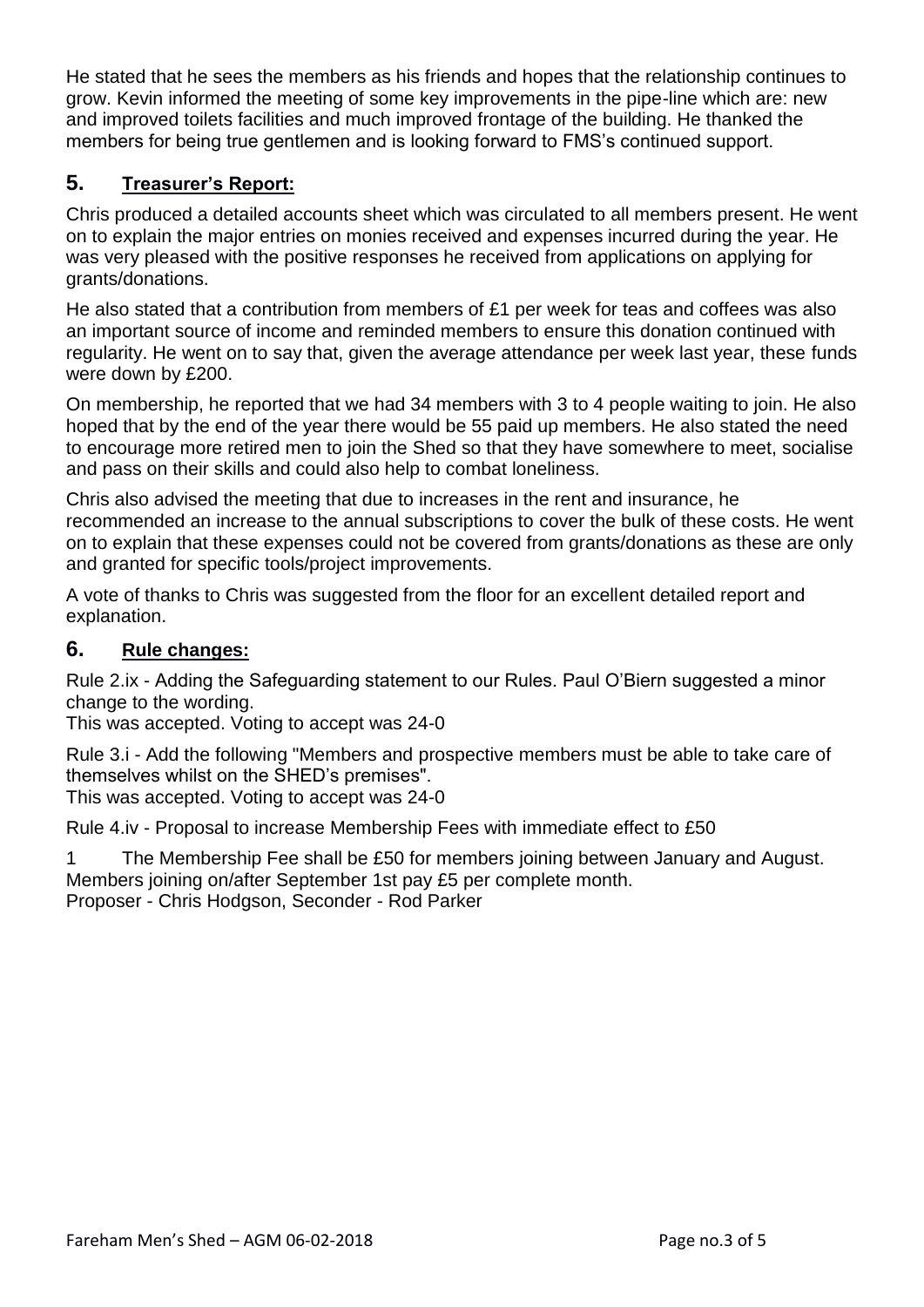He stated that he sees the members as his friends and hopes that the relationship continues to grow. Kevin informed the meeting of some key improvements in the pipe-line which are: new and improved toilets facilities and much improved frontage of the building. He thanked the members for being true gentlemen and is looking forward to FMS's continued support.

## 5. Treasurer's Report:

Chris produced a detailed accounts sheet which was circulated to all members present. He went on to explain the major entries on monies received and expenses incurred during the year. He was very pleased with the positive responses he received from applications on applying for grants/donations.

He also stated that a contribution from members of £1 per week for teas and coffees was also an important source of income and reminded members to ensure this donation continued with regularity. He went on to say that, given the average attendance per week last year, these funds were down by £200.

On membership, he reported that we had 34 members with 3 to 4 people waiting to join. He also hoped that by the end of the year there would be 55 paid up members. He also stated the need to encourage more retired men to join the Shed so that they have somewhere to meet, socialise and pass on their skills and could also help to combat loneliness.

Chris also advised the meeting that due to increases in the rent and insurance, he recommended an increase to the annual subscriptions to cover the bulk of these costs. He went on to explain that these expenses could not be covered from grants/donations as these are only and granted for specific tools/project improvements.

A vote of thanks to Chris was suggested from the floor for an excellent detailed report and explanation.

## 6. Rule changes:

Rule 2.ix - Adding the Safeguarding statement to our Rules. Paul O'Biern suggested a minor change to the wording.
This was accepted. Voting to accept was 24-0

Rule 3.i - Add the following "Members and prospective members must be able to take care of themselves whilst on the SHED's premises".
This was accepted. Voting to accept was 24-0

Rule 4.iv - Proposal to increase Membership Fees with immediate effect to £50

1 The Membership Fee shall be £50 for members joining between January and August. Members joining on/after September 1st pay £5 per complete month.
Proposer - Chris Hodgson, Seconder - Rod Parker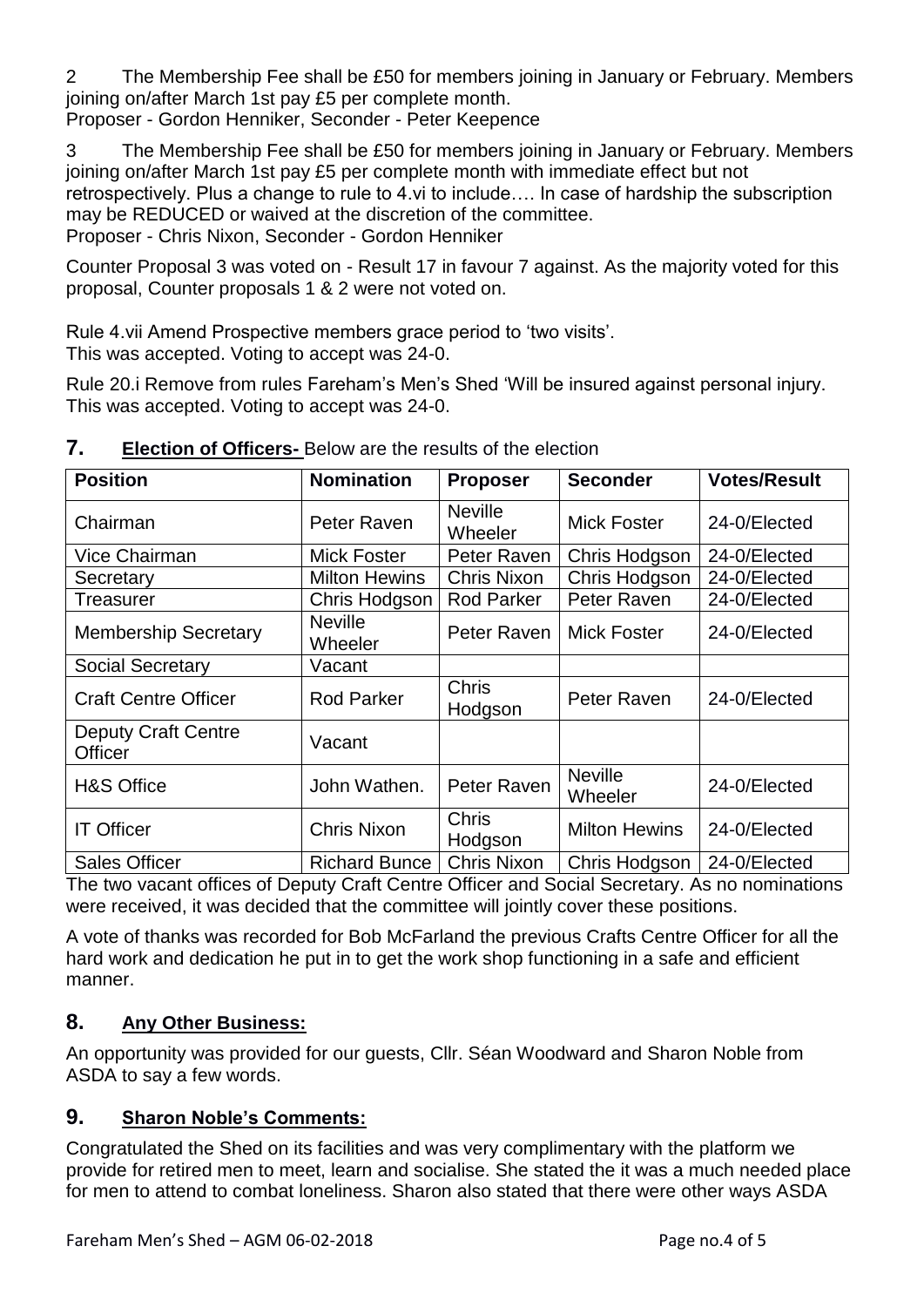2 The Membership Fee shall be £50 for members joining in January or February. Members joining on/after March 1st pay £5 per complete month.
Proposer - Gordon Henniker, Seconder - Peter Keepence

3 The Membership Fee shall be £50 for members joining in January or February. Members joining on/after March 1st pay £5 per complete month with immediate effect but not retrospectively. Plus a change to rule to 4.vi to include…. In case of hardship the subscription may be REDUCED or waived at the discretion of the committee.
Proposer - Chris Nixon, Seconder - Gordon Henniker

Counter Proposal 3 was voted on - Result 17 in favour 7 against. As the majority voted for this proposal, Counter proposals 1 & 2 were not voted on.

Rule 4.vii Amend Prospective members grace period to 'two visits'.
This was accepted. Voting to accept was 24-0.

Rule 20.i Remove from rules Fareham's Men's Shed 'Will be insured against personal injury.
This was accepted. Voting to accept was 24-0.

## 7. **Election of Officers-** Below are the results of the election

| Position | Nomination | Proposer | Seconder | Votes/Result |
|---|---|---|---|---|
| Chairman | Peter Raven | Neville Wheeler | Mick Foster | 24-0/Elected |
| Vice Chairman | Mick Foster | Peter Raven | Chris Hodgson | 24-0/Elected |
| Secretary | Milton Hewins | Chris Nixon | Chris Hodgson | 24-0/Elected |
| Treasurer | Chris Hodgson | Rod Parker | Peter Raven | 24-0/Elected |
| Membership Secretary | Neville Wheeler | Peter Raven | Mick Foster | 24-0/Elected |
| Social Secretary | Vacant | | | |
| Craft Centre Officer | Rod Parker | Chris Hodgson | Peter Raven | 24-0/Elected |
| Deputy Craft Centre Officer | Vacant | | | |
| H&S Office | John Wathen. | Peter Raven | Neville Wheeler | 24-0/Elected |
| IT Officer | Chris Nixon | Chris Hodgson | Milton Hewins | 24-0/Elected |
| Sales Officer | Richard Bunce | Chris Nixon | Chris Hodgson | 24-0/Elected |

The two vacant offices of Deputy Craft Centre Officer and Social Secretary. As no nominations were received, it was decided that the committee will jointly cover these positions.

A vote of thanks was recorded for Bob McFarland the previous Crafts Centre Officer for all the hard work and dedication he put in to get the work shop functioning in a safe and efficient manner.

## 8. **Any Other Business:**

An opportunity was provided for our guests, Cllr. Séan Woodward and Sharon Noble from ASDA to say a few words.

## 9. **Sharon Noble's Comments:**

Congratulated the Shed on its facilities and was very complimentary with the platform we provide for retired men to meet, learn and socialise. She stated the it was a much needed place for men to attend to combat loneliness. Sharon also stated that there were other ways ASDA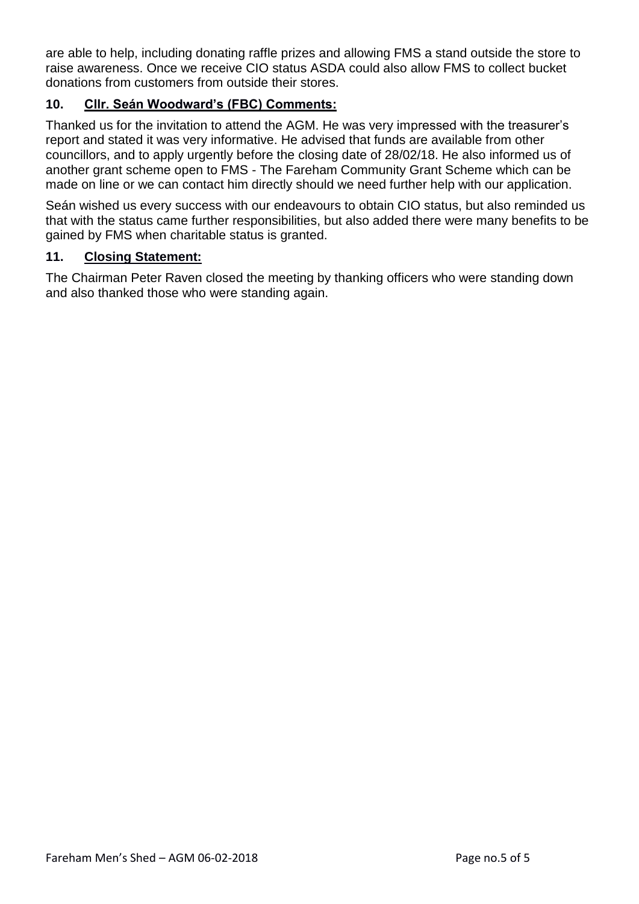are able to help, including donating raffle prizes and allowing FMS a stand outside the store to raise awareness. Once we receive CIO status ASDA could also allow FMS to collect bucket donations from customers from outside their stores.

## 10. Cllr. Seán Woodward's (FBC) Comments:

Thanked us for the invitation to attend the AGM. He was very impressed with the treasurer's report and stated it was very informative. He advised that funds are available from other councillors, and to apply urgently before the closing date of 28/02/18. He also informed us of another grant scheme open to FMS - The Fareham Community Grant Scheme which can be made on line or we can contact him directly should we need further help with our application.

Seán wished us every success with our endeavours to obtain CIO status, but also reminded us that with the status came further responsibilities, but also added there were many benefits to be gained by FMS when charitable status is granted.

## 11. Closing Statement:

The Chairman Peter Raven closed the meeting by thanking officers who were standing down and also thanked those who were standing again.